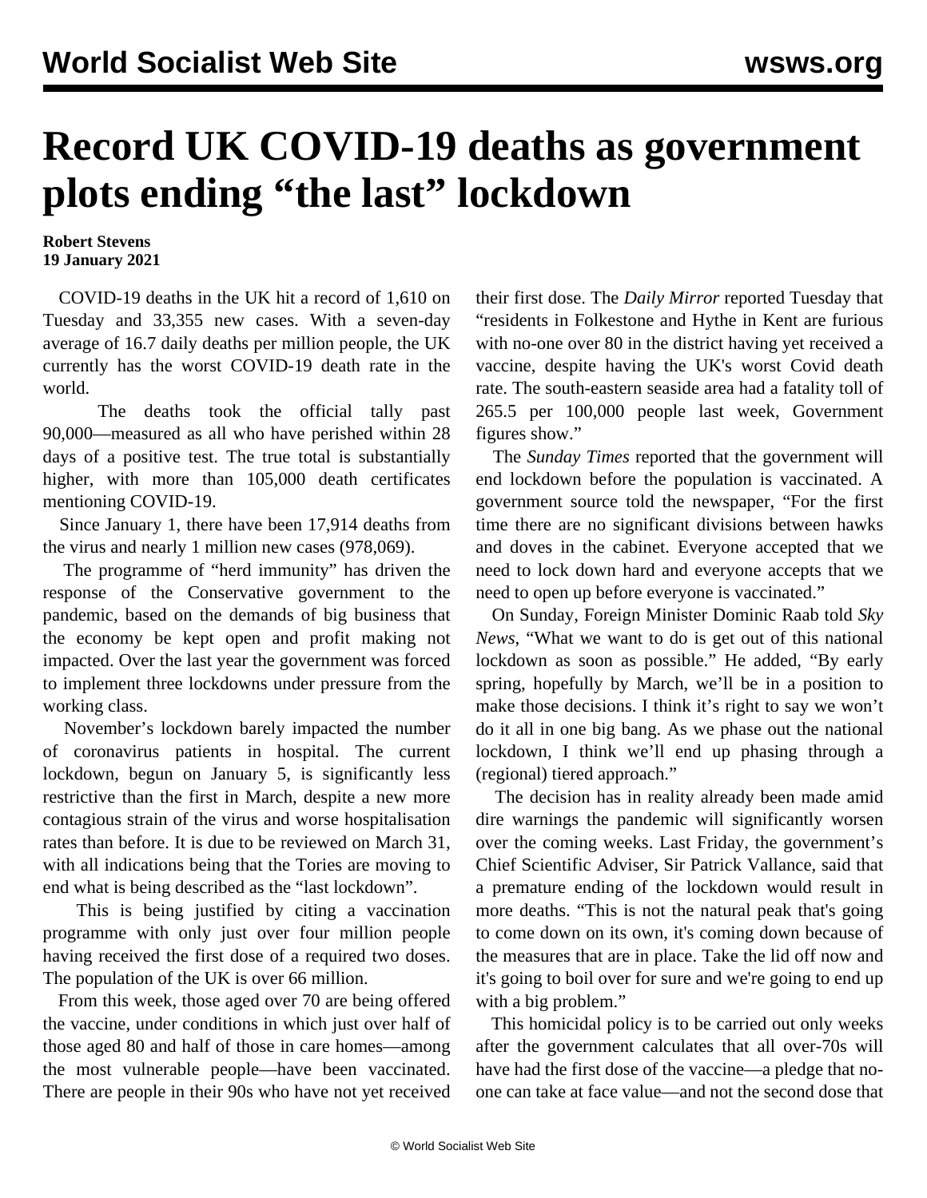# Record UK COVID-19 deaths as government plots ending "the last" lockdown

**Robert Stevens**
**19 January 2021**

COVID-19 deaths in the UK hit a record of 1,610 on Tuesday and 33,355 new cases. With a seven-day average of 16.7 daily deaths per million people, the UK currently has the worst COVID-19 death rate in the world.

The deaths took the official tally past 90,000—measured as all who have perished within 28 days of a positive test. The true total is substantially higher, with more than 105,000 death certificates mentioning COVID-19.

Since January 1, there have been 17,914 deaths from the virus and nearly 1 million new cases (978,069).

The programme of "herd immunity" has driven the response of the Conservative government to the pandemic, based on the demands of big business that the economy be kept open and profit making not impacted. Over the last year the government was forced to implement three lockdowns under pressure from the working class.

November's lockdown barely impacted the number of coronavirus patients in hospital. The current lockdown, begun on January 5, is significantly less restrictive than the first in March, despite a new more contagious strain of the virus and worse hospitalisation rates than before. It is due to be reviewed on March 31, with all indications being that the Tories are moving to end what is being described as the "last lockdown".

This is being justified by citing a vaccination programme with only just over four million people having received the first dose of a required two doses. The population of the UK is over 66 million.

From this week, those aged over 70 are being offered the vaccine, under conditions in which just over half of those aged 80 and half of those in care homes—among the most vulnerable people—have been vaccinated. There are people in their 90s who have not yet received their first dose. The *Daily Mirror* reported Tuesday that "residents in Folkestone and Hythe in Kent are furious with no-one over 80 in the district having yet received a vaccine, despite having the UK's worst Covid death rate. The south-eastern seaside area had a fatality toll of 265.5 per 100,000 people last week, Government figures show."

The *Sunday Times* reported that the government will end lockdown before the population is vaccinated. A government source told the newspaper, "For the first time there are no significant divisions between hawks and doves in the cabinet. Everyone accepted that we need to lock down hard and everyone accepts that we need to open up before everyone is vaccinated."

On Sunday, Foreign Minister Dominic Raab told *Sky News*, "What we want to do is get out of this national lockdown as soon as possible." He added, "By early spring, hopefully by March, we'll be in a position to make those decisions. I think it's right to say we won't do it all in one big bang. As we phase out the national lockdown, I think we'll end up phasing through a (regional) tiered approach."

The decision has in reality already been made amid dire warnings the pandemic will significantly worsen over the coming weeks. Last Friday, the government's Chief Scientific Adviser, Sir Patrick Vallance, said that a premature ending of the lockdown would result in more deaths. "This is not the natural peak that's going to come down on its own, it's coming down because of the measures that are in place. Take the lid off now and it's going to boil over for sure and we're going to end up with a big problem."

This homicidal policy is to be carried out only weeks after the government calculates that all over-70s will have had the first dose of the vaccine—a pledge that no-one can take at face value—and not the second dose that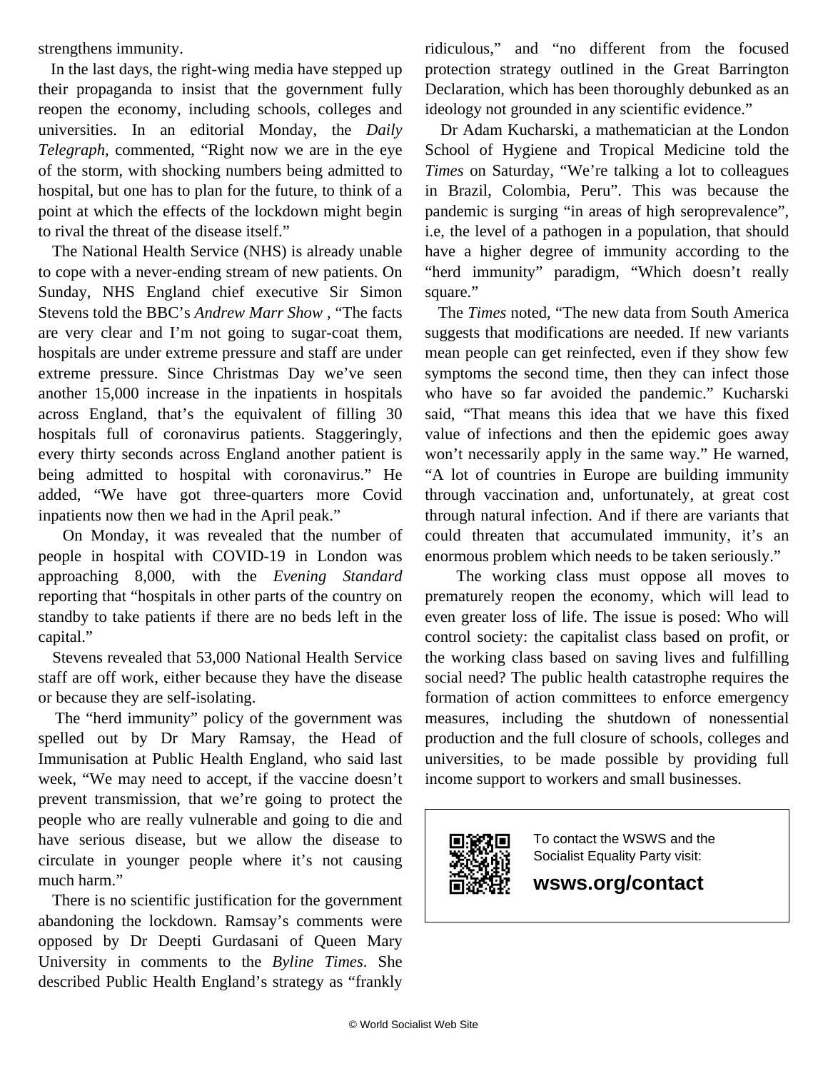strengthens immunity.

In the last days, the right-wing media have stepped up their propaganda to insist that the government fully reopen the economy, including schools, colleges and universities. In an editorial Monday, the *Daily Telegraph*, commented, "Right now we are in the eye of the storm, with shocking numbers being admitted to hospital, but one has to plan for the future, to think of a point at which the effects of the lockdown might begin to rival the threat of the disease itself."

The National Health Service (NHS) is already unable to cope with a never-ending stream of new patients. On Sunday, NHS England chief executive Sir Simon Stevens told the BBC's *Andrew Marr Show* , "The facts are very clear and I'm not going to sugar-coat them, hospitals are under extreme pressure and staff are under extreme pressure. Since Christmas Day we've seen another 15,000 increase in the inpatients in hospitals across England, that's the equivalent of filling 30 hospitals full of coronavirus patients. Staggeringly, every thirty seconds across England another patient is being admitted to hospital with coronavirus." He added, "We have got three-quarters more Covid inpatients now then we had in the April peak."

On Monday, it was revealed that the number of people in hospital with COVID-19 in London was approaching 8,000, with the *Evening Standard* reporting that "hospitals in other parts of the country on standby to take patients if there are no beds left in the capital."

Stevens revealed that 53,000 National Health Service staff are off work, either because they have the disease or because they are self-isolating.

The "herd immunity" policy of the government was spelled out by Dr Mary Ramsay, the Head of Immunisation at Public Health England, who said last week, "We may need to accept, if the vaccine doesn't prevent transmission, that we're going to protect the people who are really vulnerable and going to die and have serious disease, but we allow the disease to circulate in younger people where it's not causing much harm."

There is no scientific justification for the government abandoning the lockdown. Ramsay's comments were opposed by Dr Deepti Gurdasani of Queen Mary University in comments to the *Byline Times*. She described Public Health England's strategy as "frankly ridiculous," and "no different from the focused protection strategy outlined in the Great Barrington Declaration, which has been thoroughly debunked as an ideology not grounded in any scientific evidence."

Dr Adam Kucharski, a mathematician at the London School of Hygiene and Tropical Medicine told the *Times* on Saturday, "We're talking a lot to colleagues in Brazil, Colombia, Peru". This was because the pandemic is surging "in areas of high seroprevalence", i.e, the level of a pathogen in a population, that should have a higher degree of immunity according to the "herd immunity" paradigm, "Which doesn't really square."

The *Times* noted, "The new data from South America suggests that modifications are needed. If new variants mean people can get reinfected, even if they show few symptoms the second time, then they can infect those who have so far avoided the pandemic." Kucharski said, "That means this idea that we have this fixed value of infections and then the epidemic goes away won't necessarily apply in the same way." He warned, "A lot of countries in Europe are building immunity through vaccination and, unfortunately, at great cost through natural infection. And if there are variants that could threaten that accumulated immunity, it's an enormous problem which needs to be taken seriously."

The working class must oppose all moves to prematurely reopen the economy, which will lead to even greater loss of life. The issue is posed: Who will control society: the capitalist class based on profit, or the working class based on saving lives and fulfilling social need? The public health catastrophe requires the formation of action committees to enforce emergency measures, including the shutdown of nonessential production and the full closure of schools, colleges and universities, to be made possible by providing full income support to workers and small businesses.

To contact the WSWS and the Socialist Equality Party visit:

**wsws.org/contact**